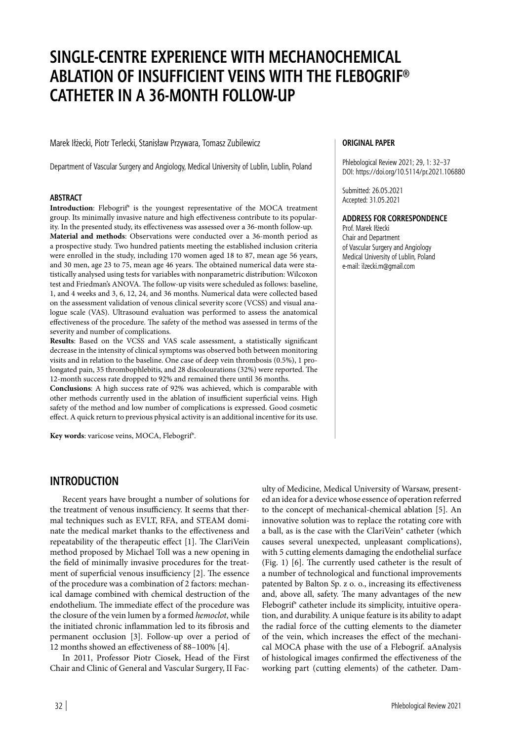# SINGLE-CENTRE EXPERIENCE WITH MECHANOCHEMICAL ABLATION OF INSUFFICIENT VEINS WITH THE FLEBOGRIF® CATHETER IN A 36-MONTH FOLLOW-UP

Marek Iłżecki, Piotr Terlecki, Stanisław Przywara, Tomasz Zubilewicz

Department of Vascular Surgery and Angiology, Medical University of Lublin, Lublin, Poland

**ORIGINAL PAPER**

Phlebological Review 2021; 29, 1: 32–37
DOI: https://doi.org/10.5114/pr.2021.106880

Submitted: 26.05.2021
Accepted: 31.05.2021

**ADDRESS FOR CORRESPONDENCE**

Prof. Marek Iłżecki
Chair and Department
of Vascular Surgery and Angiology
Medical University of Lublin, Poland
e-mail: ilzecki.m@gmail.com

#### ABSTRACT

**Introduction**: Flebogrif® is the youngest representative of the MOCA treatment group. Its minimally invasive nature and high effectiveness contribute to its popularity. In the presented study, its effectiveness was assessed over a 36-month follow-up.

**Material and methods**: Observations were conducted over a 36-month period as a prospective study. Two hundred patients meeting the established inclusion criteria were enrolled in the study, including 170 women aged 18 to 87, mean age 56 years, and 30 men, age 23 to 75, mean age 46 years. The obtained numerical data were statistically analysed using tests for variables with nonparametric distribution: Wilcoxon test and Friedman's ANOVA. The follow-up visits were scheduled as follows: baseline, 1, and 4 weeks and 3, 6, 12, 24, and 36 months. Numerical data were collected based on the assessment validation of venous clinical severity score (VCSS) and visual analogue scale (VAS). Ultrasound evaluation was performed to assess the anatomical effectiveness of the procedure. The safety of the method was assessed in terms of the severity and number of complications.

**Results**: Based on the VCSS and VAS scale assessment, a statistically significant decrease in the intensity of clinical symptoms was observed both between monitoring visits and in relation to the baseline. One case of deep vein thrombosis (0.5%), 1 prolongated pain, 35 thrombophlebitis, and 28 discolourations (32%) were reported. The 12-month success rate dropped to 92% and remained there until 36 months.

**Conclusions**: A high success rate of 92% was achieved, which is comparable with other methods currently used in the ablation of insufficient superficial veins. High safety of the method and low number of complications is expressed. Good cosmetic effect. A quick return to previous physical activity is an additional incentive for its use.

**Key words**: varicose veins, MOCA, Flebogrif®.

## INTRODUCTION

Recent years have brought a number of solutions for the treatment of venous insufficiency. It seems that thermal techniques such as EVLT, RFA, and STEAM dominate the medical market thanks to the effectiveness and repeatability of the therapeutic effect [1]. The ClariVein method proposed by Michael Toll was a new opening in the field of minimally invasive procedures for the treatment of superficial venous insufficiency [2]. The essence of the procedure was a combination of 2 factors: mechanical damage combined with chemical destruction of the endothelium. The immediate effect of the procedure was the closure of the vein lumen by a formed *hemoclot*, while the initiated chronic inflammation led to its fibrosis and permanent occlusion [3]. Follow-up over a period of 12 months showed an effectiveness of 88–100% [4].

In 2011, Professor Piotr Ciosek, Head of the First Chair and Clinic of General and Vascular Surgery, II Faculty of Medicine, Medical University of Warsaw, presented an idea for a device whose essence of operation referred to the concept of mechanical-chemical ablation [5]. An innovative solution was to replace the rotating core with a ball, as is the case with the ClariVein® catheter (which causes several unexpected, unpleasant complications), with 5 cutting elements damaging the endothelial surface (Fig. 1) [6]. The currently used catheter is the result of a number of technological and functional improvements patented by Balton Sp. z o. o., increasing its effectiveness and, above all, safety. The many advantages of the new Flebogrif® catheter include its simplicity, intuitive operation, and durability. A unique feature is its ability to adapt the radial force of the cutting elements to the diameter of the vein, which increases the effect of the mechanical MOCA phase with the use of a Flebogrif. aAnalysis of histological images confirmed the effectiveness of the working part (cutting elements) of the catheter. Dam-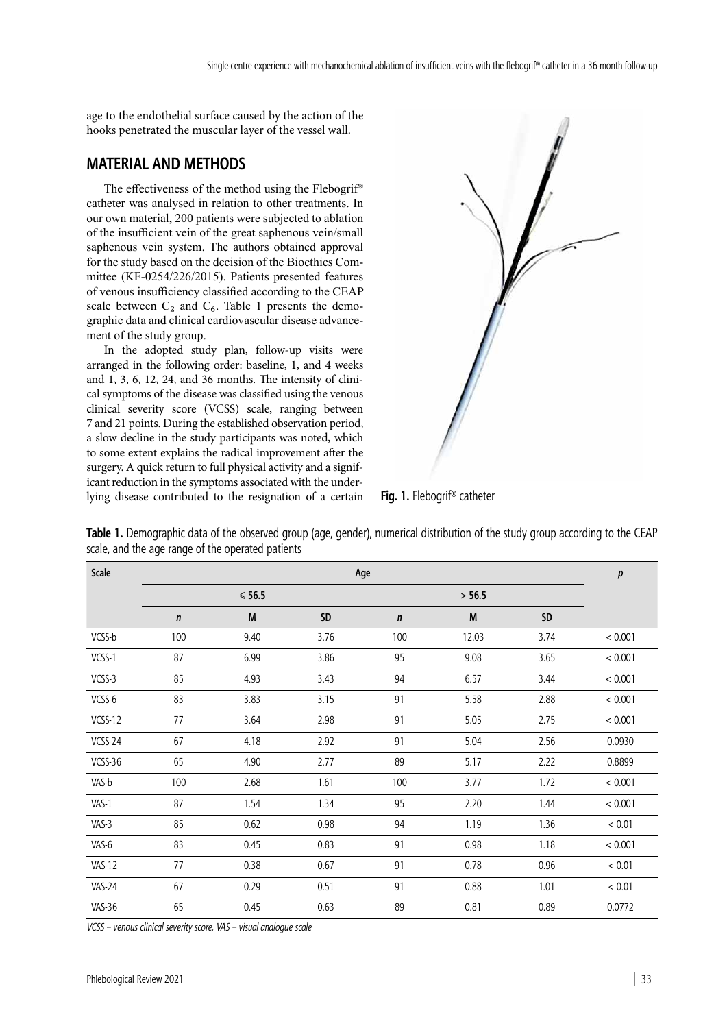age to the endothelial surface caused by the action of the hooks penetrated the muscular layer of the vessel wall.

## MATERIAL AND METHODS

The effectiveness of the method using the Flebogrif® catheter was analysed in relation to other treatments. In our own material, 200 patients were subjected to ablation of the insufficient vein of the great saphenous vein/small saphenous vein system. The authors obtained approval for the study based on the decision of the Bioethics Committee (KF-0254/226/2015). Patients presented features of venous insufficiency classified according to the CEAP scale between $C_2$ and $C_6$. Table 1 presents the demographic data and clinical cardiovascular disease advancement of the study group.

In the adopted study plan, follow-up visits were arranged in the following order: baseline, 1, and 4 weeks and 1, 3, 6, 12, 24, and 36 months. The intensity of clinical symptoms of the disease was classified using the venous clinical severity score (VCSS) scale, ranging between 7 and 21 points. During the established observation period, a slow decline in the study participants was noted, which to some extent explains the radical improvement after the surgery. A quick return to full physical activity and a significant reduction in the symptoms associated with the underlying disease contributed to the resignation of a certain

**Fig. 1.** Flebogrif® catheter

**Table 1.** Demographic data of the observed group (age, gender), numerical distribution of the study group according to the CEAP scale, and the age range of the operated patients

| Scale | Age | | | | | | *p* |
|---|---|---|---|---|---|---|---|
| | ≤ 56.5 | | | > 56.5 | | | |
| | *n* | M | SD | *n* | M | SD | |
| VCSS-b | 100 | 9.40 | 3.76 | 100 | 12.03 | 3.74 | < 0.001 |
| VCSS-1 | 87 | 6.99 | 3.86 | 95 | 9.08 | 3.65 | < 0.001 |
| VCSS-3 | 85 | 4.93 | 3.43 | 94 | 6.57 | 3.44 | < 0.001 |
| VCSS-6 | 83 | 3.83 | 3.15 | 91 | 5.58 | 2.88 | < 0.001 |
| VCSS-12 | 77 | 3.64 | 2.98 | 91 | 5.05 | 2.75 | < 0.001 |
| VCSS-24 | 67 | 4.18 | 2.92 | 91 | 5.04 | 2.56 | 0.0930 |
| VCSS-36 | 65 | 4.90 | 2.77 | 89 | 5.17 | 2.22 | 0.8899 |
| VAS-b | 100 | 2.68 | 1.61 | 100 | 3.77 | 1.72 | < 0.001 |
| VAS-1 | 87 | 1.54 | 1.34 | 95 | 2.20 | 1.44 | < 0.001 |
| VAS-3 | 85 | 0.62 | 0.98 | 94 | 1.19 | 1.36 | < 0.01 |
| VAS-6 | 83 | 0.45 | 0.83 | 91 | 0.98 | 1.18 | < 0.001 |
| VAS-12 | 77 | 0.38 | 0.67 | 91 | 0.78 | 0.96 | < 0.01 |
| VAS-24 | 67 | 0.29 | 0.51 | 91 | 0.88 | 1.01 | < 0.01 |
| VAS-36 | 65 | 0.45 | 0.63 | 89 | 0.81 | 0.89 | 0.0772 |

*VCSS – venous clinical severity score, VAS – visual analogue scale*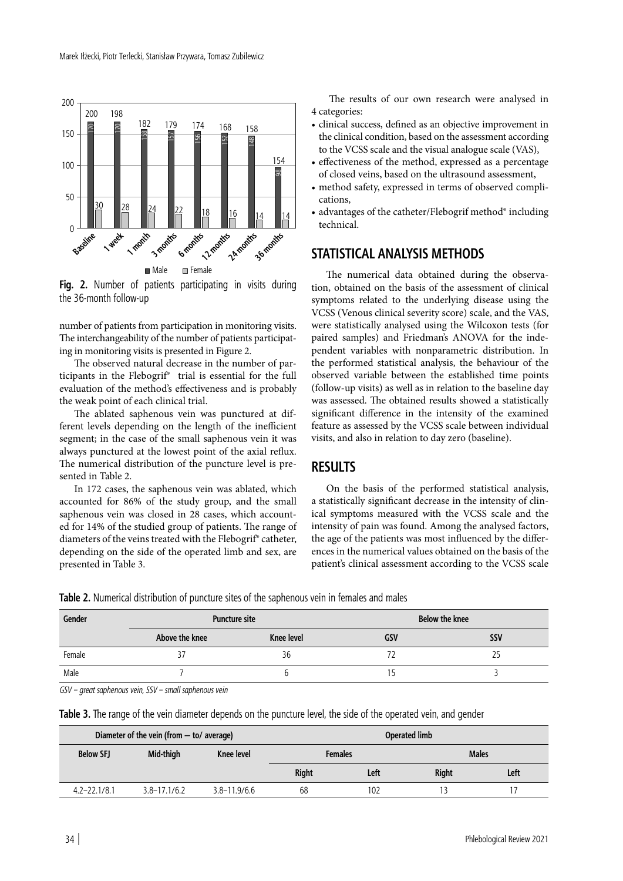Fig. 2. Number of patients participating in visits during the 36-month follow-up

number of patients from participation in monitoring visits. The interchangeability of the number of patients participating in monitoring visits is presented in Figure 2.

The observed natural decrease in the number of participants in the Flebogrif® trial is essential for the full evaluation of the method's effectiveness and is probably the weak point of each clinical trial.

The ablated saphenous vein was punctured at different levels depending on the length of the inefficient segment; in the case of the small saphenous vein it was always punctured at the lowest point of the axial reflux. The numerical distribution of the puncture level is presented in Table 2.

In 172 cases, the saphenous vein was ablated, which accounted for 86% of the study group, and the small saphenous vein was closed in 28 cases, which accounted for 14% of the studied group of patients. The range of diameters of the veins treated with the Flebogrif® catheter, depending on the side of the operated limb and sex, are presented in Table 3.

The results of our own research were analysed in 4 categories:

- clinical success, defined as an objective improvement in the clinical condition, based on the assessment according to the VCSS scale and the visual analogue scale (VAS),
- effectiveness of the method, expressed as a percentage of closed veins, based on the ultrasound assessment,
- method safety, expressed in terms of observed complications,
- advantages of the catheter/Flebogrif method® including technical.

## STATISTICAL ANALYSIS METHODS

The numerical data obtained during the observation, obtained on the basis of the assessment of clinical symptoms related to the underlying disease using the VCSS (Venous clinical severity score) scale, and the VAS, were statistically analysed using the Wilcoxon tests (for paired samples) and Friedman's ANOVA for the independent variables with nonparametric distribution. In the performed statistical analysis, the behaviour of the observed variable between the established time points (follow-up visits) as well as in relation to the baseline day was assessed. The obtained results showed a statistically significant difference in the intensity of the examined feature as assessed by the VCSS scale between individual visits, and also in relation to day zero (baseline).

## RESULTS

On the basis of the performed statistical analysis, a statistically significant decrease in the intensity of clinical symptoms measured with the VCSS scale and the intensity of pain was found. Among the analysed factors, the age of the patients was most influenced by the differences in the numerical values obtained on the basis of the patient's clinical assessment according to the VCSS scale

**Table 2.** Numerical distribution of puncture sites of the saphenous vein in females and males

| Gender | Puncture site | | Below the knee | |
|---|---|---|---|---|
| | Above the knee | Knee level | GSV | SSV |
| Female | 37 | 36 | 72 | 25 |
| Male | 7 | 6 | 15 | 3 |

*GSV – great saphenous vein, SSV – small saphenous vein*

**Table 3.** The range of the vein diameter depends on the puncture level, the side of the operated vein, and gender

| Diameter of the vein (from — to/ average) | | | Operated limb | | | |
|---|---|---|---|---|---|---|
| Below SFJ | Mid-thigh | Knee level | Females | | Males | |
| | | | Right | Left | Right | Left |
| 4.2–22.1/8.1 | 3.8–17.1/6.2 | 3.8–11.9/6.6 | 68 | 102 | 13 | 17 |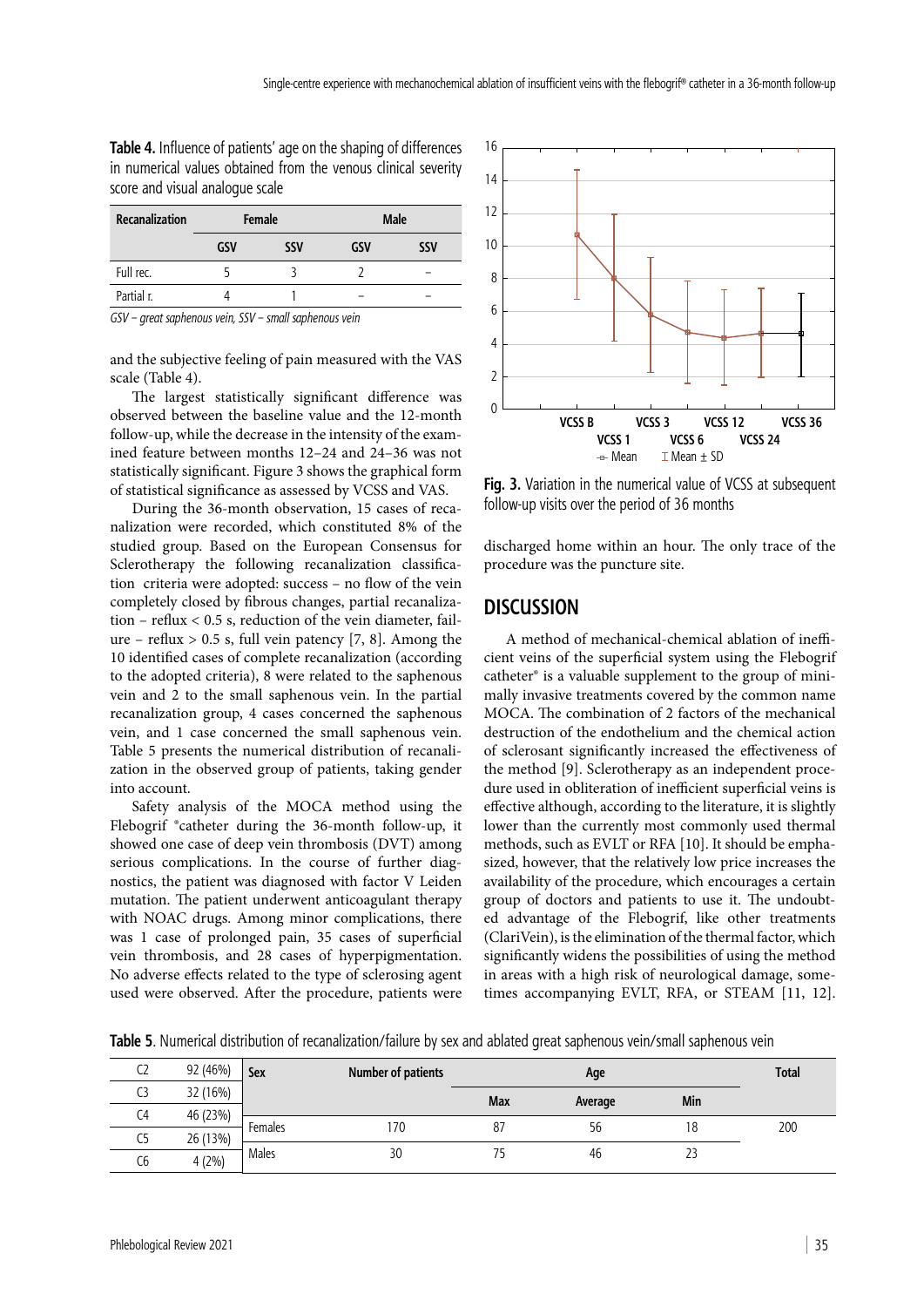**Table 4.** Influence of patients' age on the shaping of differences in numerical values obtained from the venous clinical severity score and visual analogue scale

| Recanalization | Female | | Male | |
|---|---|---|---|---|
| | GSV | SSV | GSV | SSV |
| Full rec. | 5 | 3 | 2 | – |
| Partial r. | 4 | 1 | – | – |

*GSV – great saphenous vein, SSV – small saphenous vein*

and the subjective feeling of pain measured with the VAS scale (Table 4).

The largest statistically significant difference was observed between the baseline value and the 12-month follow-up, while the decrease in the intensity of the examined feature between months 12–24 and 24–36 was not statistically significant. Figure 3 shows the graphical form of statistical significance as assessed by VCSS and VAS.

During the 36-month observation, 15 cases of recanalization were recorded, which constituted 8% of the studied group. Based on the European Consensus for Sclerotherapy the following recanalization classification criteria were adopted: success – no flow of the vein completely closed by fibrous changes, partial recanalization – reflux < 0.5 s, reduction of the vein diameter, failure – reflux > 0.5 s, full vein patency [7, 8]. Among the 10 identified cases of complete recanalization (according to the adopted criteria), 8 were related to the saphenous vein and 2 to the small saphenous vein. In the partial recanalization group, 4 cases concerned the saphenous vein, and 1 case concerned the small saphenous vein. Table 5 presents the numerical distribution of recanalization in the observed group of patients, taking gender into account.

Safety analysis of the MOCA method using the Flebogrif ®catheter during the 36-month follow-up, it showed one case of deep vein thrombosis (DVT) among serious complications. In the course of further diagnostics, the patient was diagnosed with factor V Leiden mutation. The patient underwent anticoagulant therapy with NOAC drugs. Among minor complications, there was 1 case of prolonged pain, 35 cases of superficial vein thrombosis, and 28 cases of hyperpigmentation. No adverse effects related to the type of sclerosing agent used were observed. After the procedure, patients were discharged home within an hour. The only trace of the procedure was the puncture site.

**Fig. 3.** Variation in the numerical value of VCSS at subsequent follow-up visits over the period of 36 months

## DISCUSSION

A method of mechanical-chemical ablation of inefficient veins of the superficial system using the Flebogrif catheter® is a valuable supplement to the group of minimally invasive treatments covered by the common name MOCA. The combination of 2 factors of the mechanical destruction of the endothelium and the chemical action of sclerosant significantly increased the effectiveness of the method [9]. Sclerotherapy as an independent procedure used in obliteration of inefficient superficial veins is effective although, according to the literature, it is slightly lower than the currently most commonly used thermal methods, such as EVLT or RFA [10]. It should be emphasized, however, that the relatively low price increases the availability of the procedure, which encourages a certain group of doctors and patients to use it. The undoubted advantage of the Flebogrif, like other treatments (ClariVein), is the elimination of the thermal factor, which significantly widens the possibilities of using the method in areas with a high risk of neurological damage, sometimes accompanying EVLT, RFA, or STEAM [11, 12].

**Table 5**. Numerical distribution of recanalization/failure by sex and ablated great saphenous vein/small saphenous vein

| | | Sex | Number of patients | Age | | | Total |
|---|---|---|---|---|---|---|---|
| C2 | 92 (46%) | | | Max | Average | Min | |
| C3 | 32 (16%) | | | | | | |
| C4 | 46 (23%) | Females | 170 | 87 | 56 | 18 | 200 |
| C5 | 26 (13%) | | | | | | |
| C6 | 4 (2%) | Males | 30 | 75 | 46 | 23 | |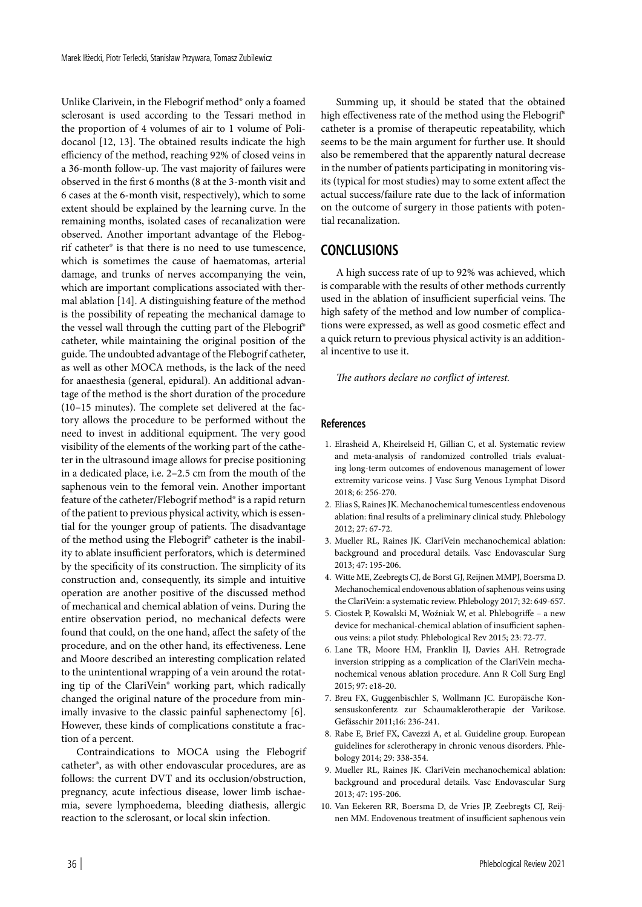Unlike Clarivein, in the Flebogrif method® only a foamed sclerosant is used according to the Tessari method in the proportion of 4 volumes of air to 1 volume of Polidocanol [12, 13]. The obtained results indicate the high efficiency of the method, reaching 92% of closed veins in a 36-month follow-up. The vast majority of failures were observed in the first 6 months (8 at the 3-month visit and 6 cases at the 6-month visit, respectively), which to some extent should be explained by the learning curve. In the remaining months, isolated cases of recanalization were observed. Another important advantage of the Flebogrif catheter® is that there is no need to use tumescence, which is sometimes the cause of haematomas, arterial damage, and trunks of nerves accompanying the vein, which are important complications associated with thermal ablation [14]. A distinguishing feature of the method is the possibility of repeating the mechanical damage to the vessel wall through the cutting part of the Flebogrif® catheter, while maintaining the original position of the guide. The undoubted advantage of the Flebogrif catheter, as well as other MOCA methods, is the lack of the need for anaesthesia (general, epidural). An additional advantage of the method is the short duration of the procedure (10–15 minutes). The complete set delivered at the factory allows the procedure to be performed without the need to invest in additional equipment. The very good visibility of the elements of the working part of the catheter in the ultrasound image allows for precise positioning in a dedicated place, i.e. 2–2.5 cm from the mouth of the saphenous vein to the femoral vein. Another important feature of the catheter/Flebogrif method® is a rapid return of the patient to previous physical activity, which is essential for the younger group of patients. The disadvantage of the method using the Flebogrif® catheter is the inability to ablate insufficient perforators, which is determined by the specificity of its construction. The simplicity of its construction and, consequently, its simple and intuitive operation are another positive of the discussed method of mechanical and chemical ablation of veins. During the entire observation period, no mechanical defects were found that could, on the one hand, affect the safety of the procedure, and on the other hand, its effectiveness. Lene and Moore described an interesting complication related to the unintentional wrapping of a vein around the rotating tip of the ClariVein® working part, which radically changed the original nature of the procedure from minimally invasive to the classic painful saphenectomy [6]. However, these kinds of complications constitute a fraction of a percent.

Contraindications to MOCA using the Flebogrif catheter®, as with other endovascular procedures, are as follows: the current DVT and its occlusion/obstruction, pregnancy, acute infectious disease, lower limb ischaemia, severe lymphoedema, bleeding diathesis, allergic reaction to the sclerosant, or local skin infection.

Summing up, it should be stated that the obtained high effectiveness rate of the method using the Flebogrif® catheter is a promise of therapeutic repeatability, which seems to be the main argument for further use. It should also be remembered that the apparently natural decrease in the number of patients participating in monitoring visits (typical for most studies) may to some extent affect the actual success/failure rate due to the lack of information on the outcome of surgery in those patients with potential recanalization.

## CONCLUSIONS

A high success rate of up to 92% was achieved, which is comparable with the results of other methods currently used in the ablation of insufficient superficial veins. The high safety of the method and low number of complications were expressed, as well as good cosmetic effect and a quick return to previous physical activity is an additional incentive to use it.

*The authors declare no conflict of interest.*

### References

1. Elrasheid A, Kheirelseid H, Gillian C, et al. Systematic review and meta-analysis of randomized controlled trials evaluating long-term outcomes of endovenous management of lower extremity varicose veins. J Vasc Surg Venous Lymphat Disord 2018; 6: 256-270.
2. Elias S, Raines JK. Mechanochemical tumescentless endovenous ablation: final results of a preliminary clinical study. Phlebology 2012; 27: 67-72.
3. Mueller RL, Raines JK. ClariVein mechanochemical ablation: background and procedural details. Vasc Endovascular Surg 2013; 47: 195-206.
4. Witte ME, Zeebregts CJ, de Borst GJ, Reijnen MMPJ, Boersma D. Mechanochemical endovenous ablation of saphenous veins using the ClariVein: a systematic review. Phlebology 2017; 32: 649-657.
5. Ciostek P, Kowalski M, Woźniak W, et al. Phlebogriffe – a new device for mechanical-chemical ablation of insufficient saphenous veins: a pilot study. Phlebological Rev 2015; 23: 72-77.
6. Lane TR, Moore HM, Franklin IJ, Davies AH. Retrograde inversion stripping as a complication of the ClariVein mechanochemical venous ablation procedure. Ann R Coll Surg Engl 2015; 97: e18-20.
7. Breu FX, Guggenbischler S, Wollmann JC. Europäische Konsensuskonferentz zur Schaumaklerotherapie der Varikose. Gefässchir 2011;16: 236-241.
8. Rabe E, Brief FX, Cavezzi A, et al. Guideline group. European guidelines for sclerotherapy in chronic venous disorders. Phlebology 2014; 29: 338-354.
9. Mueller RL, Raines JK. ClariVein mechanochemical ablation: background and procedural details. Vasc Endovascular Surg 2013; 47: 195-206.
10. Van Eekeren RR, Boersma D, de Vries JP, Zeebregts CJ, Reijnen MM. Endovenous treatment of insufficient saphenous vein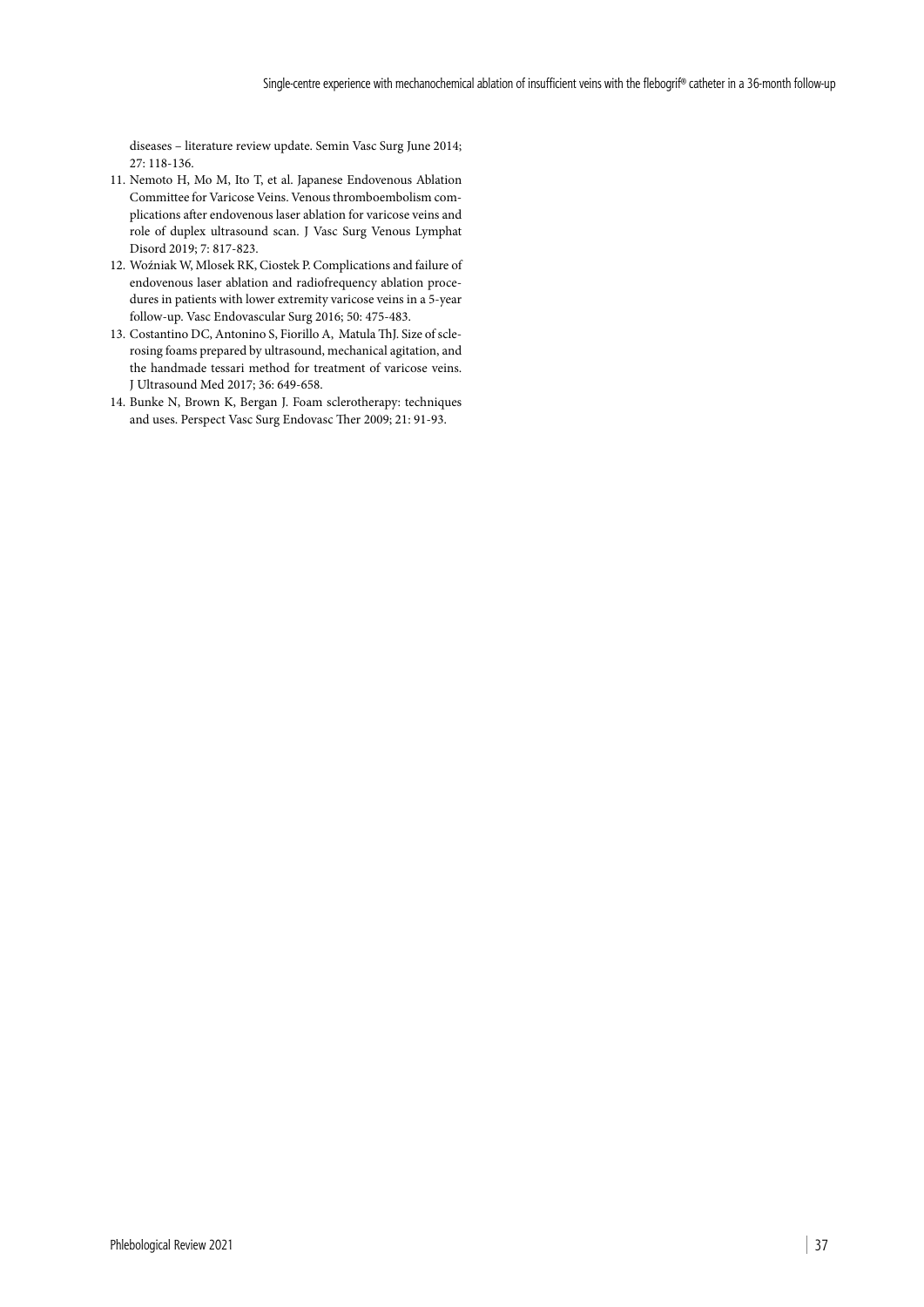diseases – literature review update. Semin Vasc Surg June 2014; 27: 118-136.

11. Nemoto H, Mo M, Ito T, et al. Japanese Endovenous Ablation Committee for Varicose Veins. Venous thromboembolism complications after endovenous laser ablation for varicose veins and role of duplex ultrasound scan. J Vasc Surg Venous Lymphat Disord 2019; 7: 817-823.
12. Woźniak W, Mlosek RK, Ciostek P. Complications and failure of endovenous laser ablation and radiofrequency ablation procedures in patients with lower extremity varicose veins in a 5-year follow-up. Vasc Endovascular Surg 2016; 50: 475-483.
13. Costantino DC, Antonino S, Fiorillo A, Matula ThJ. Size of sclerosing foams prepared by ultrasound, mechanical agitation, and the handmade tessari method for treatment of varicose veins. J Ultrasound Med 2017; 36: 649-658.
14. Bunke N, Brown K, Bergan J. Foam sclerotherapy: techniques and uses. Perspect Vasc Surg Endovasc Ther 2009; 21: 91-93.